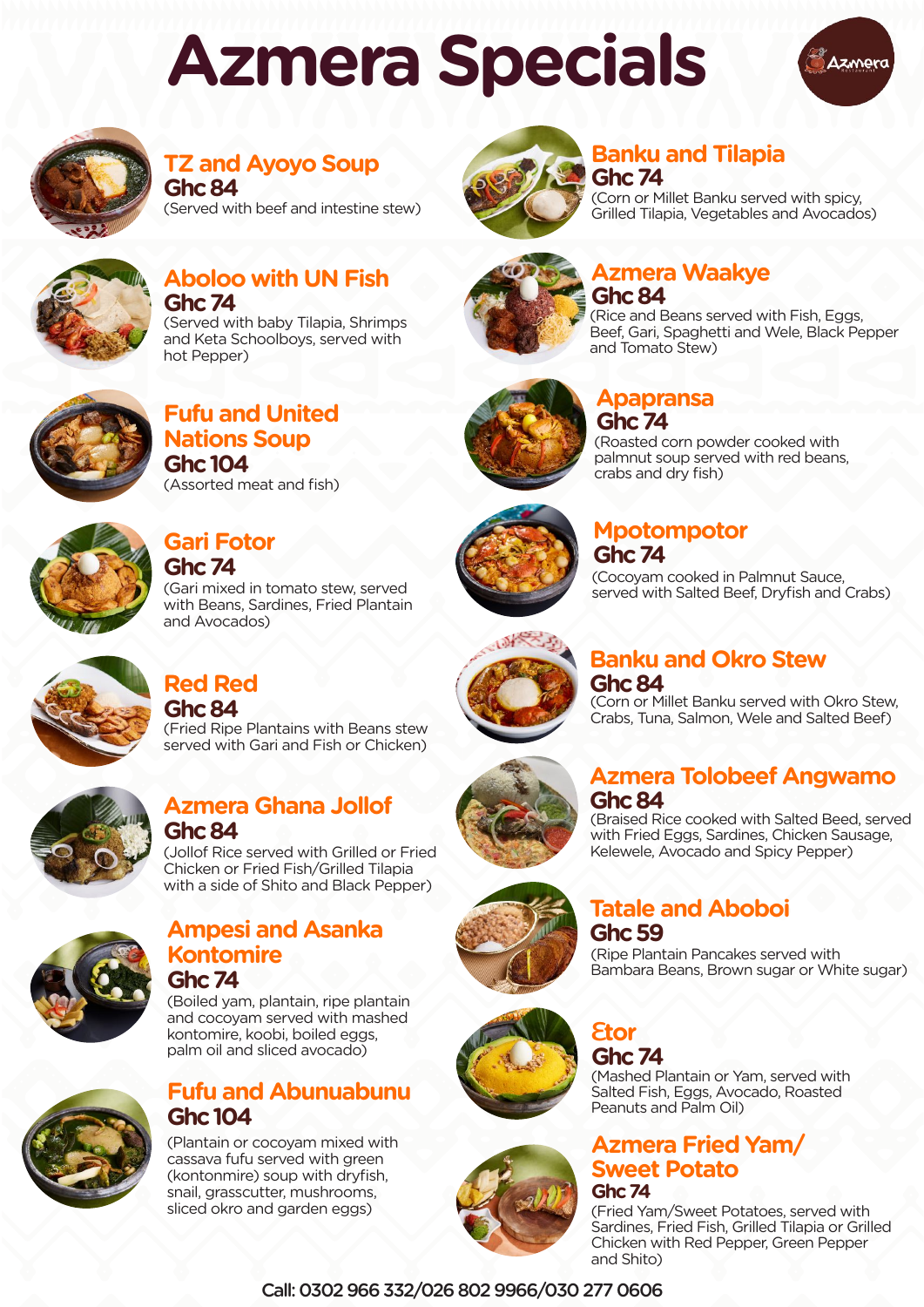# Azmera Specials

## TZ and Ayoyo Soup
**Ghc 84**
(Served with beef and intestine stew)

## Aboloo with UN Fish
**Ghc 74**
(Served with baby Tilapia, Shrimps and Keta Schoolboys, served with hot Pepper)

## Fufu and United Nations Soup
**Ghc 104**
(Assorted meat and fish)

## Gari Fotor
**Ghc 74**
(Gari mixed in tomato stew, served with Beans, Sardines, Fried Plantain and Avocados)

## Red Red
**Ghc 84**
(Fried Ripe Plantains with Beans stew served with Gari and Fish or Chicken)

## Azmera Ghana Jollof
**Ghc 84**
(Jollof Rice served with Grilled or Fried Chicken or Fried Fish/Grilled Tilapia with a side of Shito and Black Pepper)

## Ampesi and Asanka Kontomire
**Ghc 74**
(Boiled yam, plantain, ripe plantain and cocoyam served with mashed kontomire, koobi, boiled eggs, palm oil and sliced avocado)

## Fufu and Abunuabunu
**Ghc 104**
(Plantain or cocoyam mixed with cassava fufu served with green (kontonmire) soup with dryfish, snail, grasscutter, mushrooms, sliced okro and garden eggs)

## Banku and Tilapia
**Ghc 74**
(Corn or Millet Banku served with spicy, Grilled Tilapia, Vegetables and Avocados)

## Azmera Waakye
**Ghc 84**
(Rice and Beans served with Fish, Eggs, Beef, Gari, Spaghetti and Wele, Black Pepper and Tomato Stew)

## Apapransa
**Ghc 74**
(Roasted corn powder cooked with palmnut soup served with red beans, crabs and dry fish)

## Mpotompotor
**Ghc 74**
(Cocoyam cooked in Palmnut Sauce, served with Salted Beef, Dryfish and Crabs)

## Banku and Okro Stew
**Ghc 84**
(Corn or Millet Banku served with Okro Stew, Crabs, Tuna, Salmon, Wele and Salted Beef)

## Azmera Tolobeef Angwamo
**Ghc 84**
(Braised Rice cooked with Salted Beed, served with Fried Eggs, Sardines, Chicken Sausage, Kelewele, Avocado and Spicy Pepper)

## Tatale and Aboboi
**Ghc 59**
(Ripe Plantain Pancakes served with Bambara Beans, Brown sugar or White sugar)

## Ɛtor
**Ghc 74**
(Mashed Plantain or Yam, served with Salted Fish, Eggs, Avocado, Roasted Peanuts and Palm Oil)

## Azmera Fried Yam/ Sweet Potato
**Ghc 74**
(Fried Yam/Sweet Potatoes, served with Sardines, Fried Fish, Grilled Tilapia or Grilled Chicken with Red Pepper, Green Pepper and Shito)

Call: 0302 966 332/026 802 9966/030 277 0606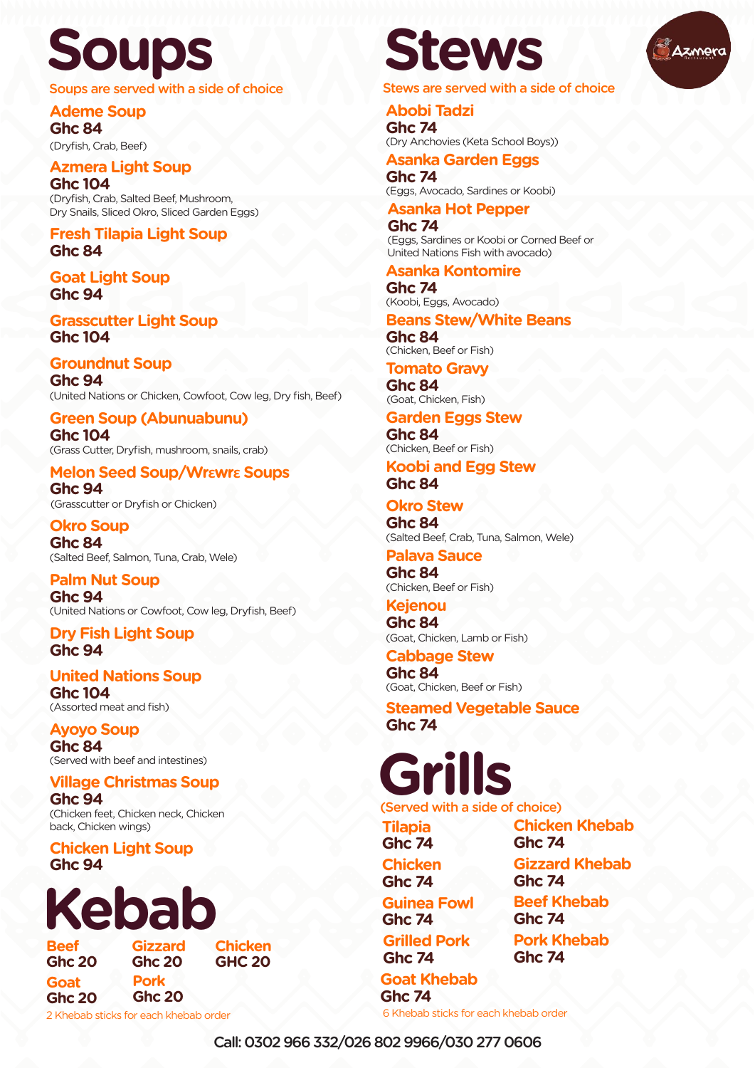# Soups

Soups are served with a side of choice

### Ademe Soup
**Ghc 84**
(Dryfish, Crab, Beef)

### Azmera Light Soup
**Ghc 104**
(Dryfish, Crab, Salted Beef, Mushroom, Dry Snails, Sliced Okro, Sliced Garden Eggs)

### Fresh Tilapia Light Soup
**Ghc 84**

### Goat Light Soup
**Ghc 94**

### Grasscutter Light Soup
**Ghc 104**

### Groundnut Soup
**Ghc 94**
(United Nations or Chicken, Cowfoot, Cow leg, Dry fish, Beef)

### Green Soup (Abunuabunu)
**Ghc 104**
(Grass Cutter, Dryfish, mushroom, snails, crab)

### Melon Seed Soup/Wrɛwrɛ Soups
**Ghc 94**
(Grasscutter or Dryfish or Chicken)

### Okro Soup
**Ghc 84**
(Salted Beef, Salmon, Tuna, Crab, Wele)

### Palm Nut Soup
**Ghc 94**
(United Nations or Cowfoot, Cow leg, Dryfish, Beef)

### Dry Fish Light Soup
**Ghc 94**

### United Nations Soup
**Ghc 104**
(Assorted meat and fish)

### Ayoyo Soup
**Ghc 84**
(Served with beef and intestines)

### Village Christmas Soup
**Ghc 94**
(Chicken feet, Chicken neck, Chicken back, Chicken wings)

### Chicken Light Soup
**Ghc 94**

# Kebab

| Beef | Gizzard | Chicken |
|---|---|---|
| Ghc 20 | Ghc 20 | GHC 20 |
| **Goat** | **Pork** | |
| Ghc 20 | Ghc 20 | |

2 Khebab sticks for each khebab order

# Stews

Stews are served with a side of choice

### Abobi Tadzi
**Ghc 74**
(Dry Anchovies (Keta School Boys))

### Asanka Garden Eggs
**Ghc 74**
(Eggs, Avocado, Sardines or Koobi)

### Asanka Hot Pepper
**Ghc 74**
(Eggs, Sardines or Koobi or Corned Beef or United Nations Fish with avocado)

### Asanka Kontomire
**Ghc 74**
(Koobi, Eggs, Avocado)

### Beans Stew/White Beans
**Ghc 84**
(Chicken, Beef or Fish)

### Tomato Gravy
**Ghc 84**
(Goat, Chicken, Fish)

### Garden Eggs Stew
**Ghc 84**
(Chicken, Beef or Fish)

### Koobi and Egg Stew
**Ghc 84**

### Okro Stew
**Ghc 84**
(Salted Beef, Crab, Tuna, Salmon, Wele)

### Palava Sauce
**Ghc 84**
(Chicken, Beef or Fish)

### Kejenou
**Ghc 84**
(Goat, Chicken, Lamb or Fish)

### Cabbage Stew
**Ghc 84**
(Goat, Chicken, Beef or Fish)

### Steamed Vegetable Sauce
**Ghc 74**

# Grills

(Served with a side of choice)

| Item | Price |
|---|---|
| Tilapia | Ghc 74 |
| Chicken | Ghc 74 |
| Guinea Fowl | Ghc 74 |
| Grilled Pork | Ghc 74 |
| Goat Khebab | Ghc 74 |
| Chicken Khebab | Ghc 74 |
| Gizzard Khebab | Ghc 74 |
| Beef Khebab | Ghc 74 |
| Pork Khebab | Ghc 74 |

6 Khebab sticks for each khebab order

Call: 0302 966 332/026 802 9966/030 277 0606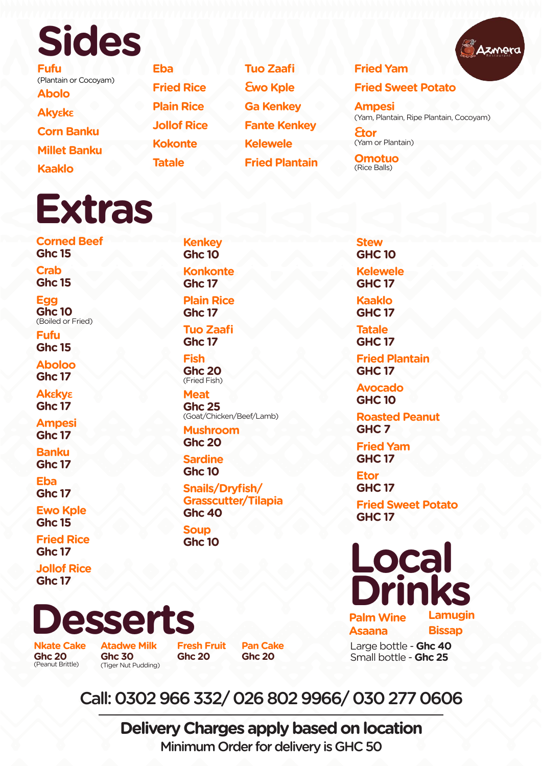# Sides

Azmera Restaurant

- Fufu (Plantain or Cocoyam)
- Abolo
- Akyɛkɛ
- Corn Banku
- Millet Banku
- Kaaklo
- Eba
- Fried Rice
- Plain Rice
- Jollof Rice
- Kokonte
- Tatale
- Tuo Zaafi
- Ɛwo Kple
- Ga Kenkey
- Fante Kenkey
- Kelewele
- Fried Plantain
- Fried Yam
- Fried Sweet Potato
- Ampesi (Yam, Plantain, Ripe Plantain, Cocoyam)
- Ɛtor (Yam or Plantain)
- Omotuo (Rice Balls)

# Extras

**Corned Beef**
Ghc 15

**Crab**
Ghc 15

**Egg**
Ghc 10
(Boiled or Fried)

**Fufu**
Ghc 15

**Aboloo**
Ghc 17

**Akɛkyɛ**
Ghc 17

**Ampesi**
Ghc 17

**Banku**
Ghc 17

**Eba**
Ghc 17

**Ewo Kple**
Ghc 15

**Fried Rice**
Ghc 17

**Jollof Rice**
Ghc 17

**Kenkey**
Ghc 10

**Konkonte**
Ghc 17

**Plain Rice**
Ghc 17

**Tuo Zaafi**
Ghc 17

**Fish**
Ghc 20
(Fried Fish)

**Meat**
Ghc 25
(Goat/Chicken/Beef/Lamb)

**Mushroom**
Ghc 20

**Sardine**
Ghc 10

**Snails/Dryfish/Grasscutter/Tilapia**
Ghc 40

**Soup**
Ghc 10

**Stew**
GHC 10

**Kelewele**
GHC 17

**Kaaklo**
GHC 17

**Tatale**
GHC 17

**Fried Plantain**
GHC 17

**Avocado**
GHC 10

**Roasted Peanut**
GHC 7

**Fried Yam**
GHC 17

**Etor**
GHC 17

**Fried Sweet Potato**
GHC 17

# Desserts

**Nkate Cake**
Ghc 20
(Peanut Brittle)

**Atadwe Milk**
Ghc 30
(Tiger Nut Pudding)

**Fresh Fruit**
Ghc 20

**Pan Cake**
Ghc 20

# Local Drinks

- Palm Wine
- Asaana
- Lamugin
- Bissap

Large bottle - **Ghc 40**
Small bottle - **Ghc 25**

Call: 0302 966 332/ 026 802 9966/ 030 277 0606

**Delivery Charges apply based on location**
Minimum Order for delivery is GHC 50